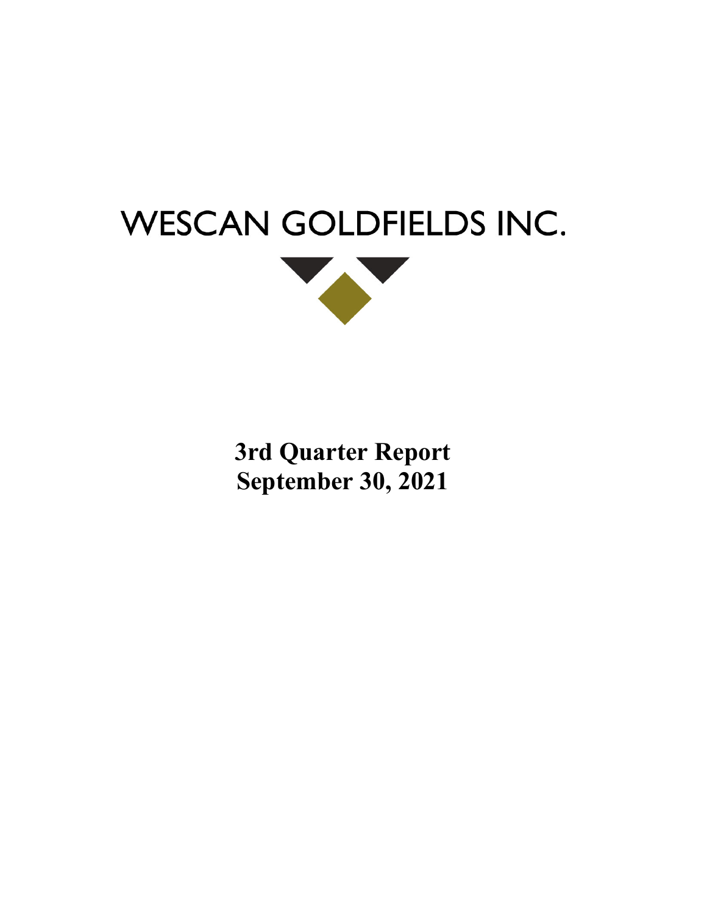# WESCAN GOLDFIELDS INC.

**3rd Quarter Report**
**September 30, 2021**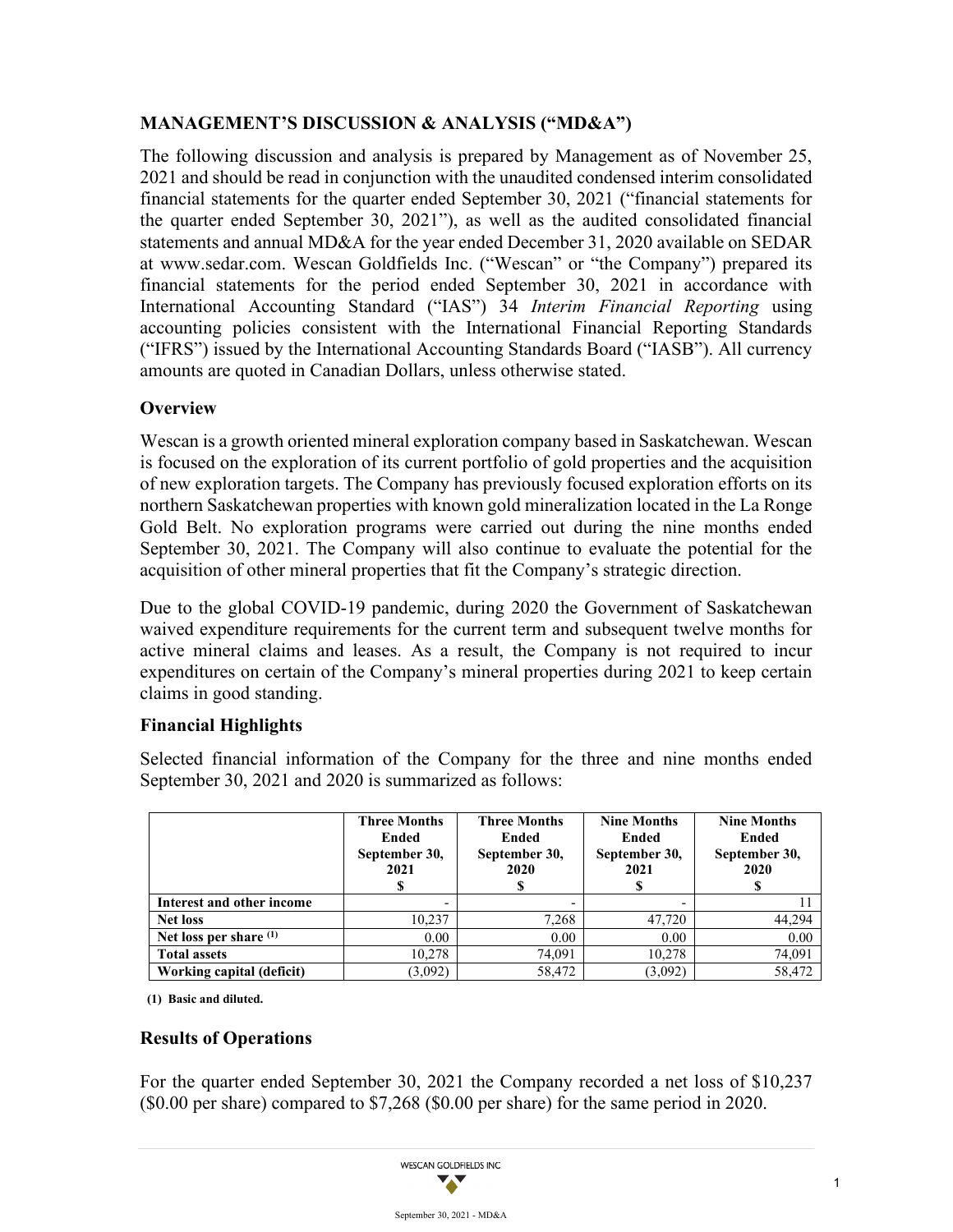## MANAGEMENT'S DISCUSSION & ANALYSIS ("MD&A")

The following discussion and analysis is prepared by Management as of November 25, 2021 and should be read in conjunction with the unaudited condensed interim consolidated financial statements for the quarter ended September 30, 2021 ("financial statements for the quarter ended September 30, 2021"), as well as the audited consolidated financial statements and annual MD&A for the year ended December 31, 2020 available on SEDAR at www.sedar.com. Wescan Goldfields Inc. ("Wescan" or "the Company") prepared its financial statements for the period ended September 30, 2021 in accordance with International Accounting Standard ("IAS") 34 *Interim Financial Reporting* using accounting policies consistent with the International Financial Reporting Standards ("IFRS") issued by the International Accounting Standards Board ("IASB"). All currency amounts are quoted in Canadian Dollars, unless otherwise stated.

### Overview

Wescan is a growth oriented mineral exploration company based in Saskatchewan. Wescan is focused on the exploration of its current portfolio of gold properties and the acquisition of new exploration targets. The Company has previously focused exploration efforts on its northern Saskatchewan properties with known gold mineralization located in the La Ronge Gold Belt. No exploration programs were carried out during the nine months ended September 30, 2021. The Company will also continue to evaluate the potential for the acquisition of other mineral properties that fit the Company's strategic direction.

Due to the global COVID-19 pandemic, during 2020 the Government of Saskatchewan waived expenditure requirements for the current term and subsequent twelve months for active mineral claims and leases. As a result, the Company is not required to incur expenditures on certain of the Company's mineral properties during 2021 to keep certain claims in good standing.

### Financial Highlights

Selected financial information of the Company for the three and nine months ended September 30, 2021 and 2020 is summarized as follows:

| | Three Months Ended September 30, 2021 $ | Three Months Ended September 30, 2020 $ | Nine Months Ended September 30, 2021 $ | Nine Months Ended September 30, 2020 $ |
|---|---|---|---|---|
| **Interest and other income** | - | - | - | 11 |
| **Net loss** | 10,237 | 7,268 | 47,720 | 44,294 |
| **Net loss per share (1)** | 0.00 | 0.00 | 0.00 | 0.00 |
| **Total assets** | 10,278 | 74,091 | 10,278 | 74,091 |
| **Working capital (deficit)** | (3,092) | 58,472 | (3,092) | 58,472 |

**(1) Basic and diluted.**

### Results of Operations

For the quarter ended September 30, 2021 the Company recorded a net loss of $10,237 ($0.00 per share) compared to $7,268 ($0.00 per share) for the same period in 2020.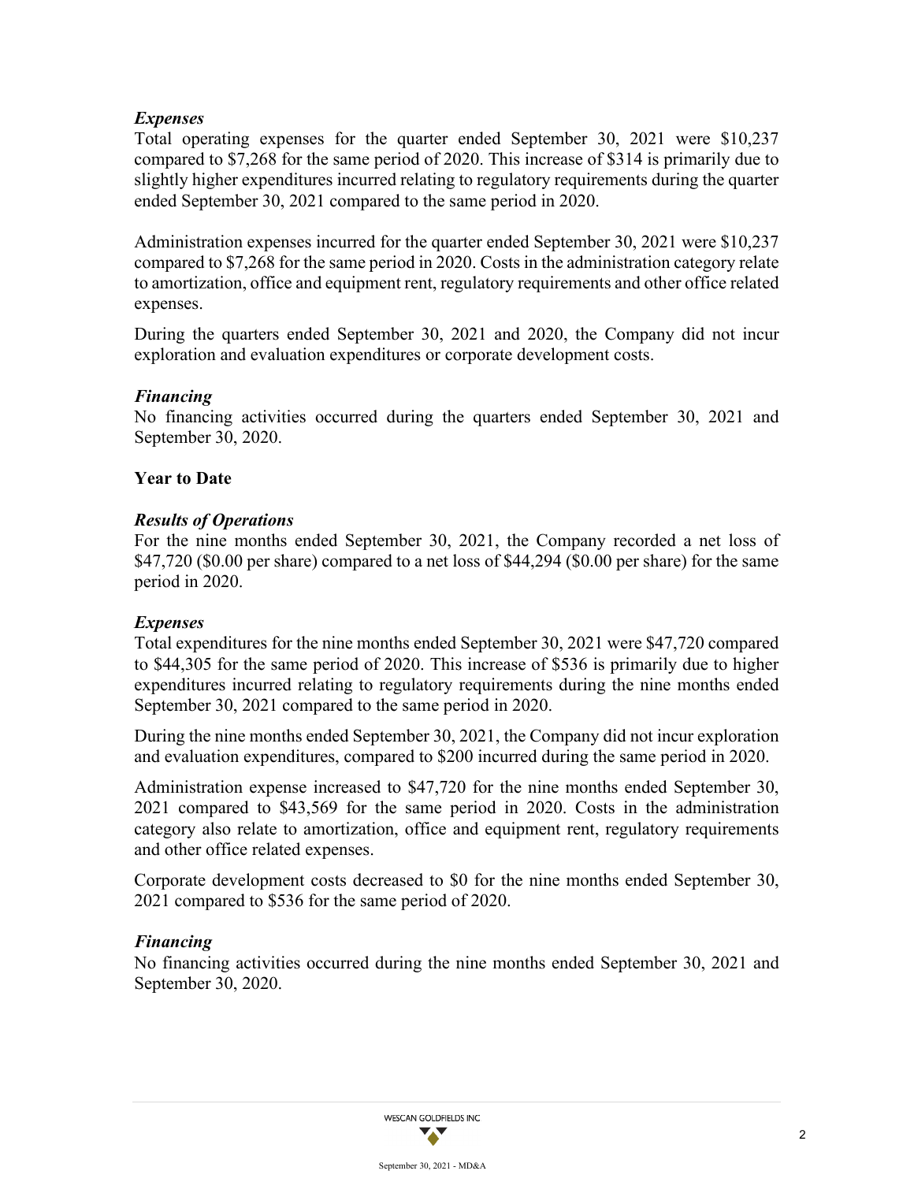### *Expenses*

Total operating expenses for the quarter ended September 30, 2021 were $10,237 compared to $7,268 for the same period of 2020. This increase of $314 is primarily due to slightly higher expenditures incurred relating to regulatory requirements during the quarter ended September 30, 2021 compared to the same period in 2020.

Administration expenses incurred for the quarter ended September 30, 2021 were $10,237 compared to $7,268 for the same period in 2020. Costs in the administration category relate to amortization, office and equipment rent, regulatory requirements and other office related expenses.

During the quarters ended September 30, 2021 and 2020, the Company did not incur exploration and evaluation expenditures or corporate development costs.

### *Financing*

No financing activities occurred during the quarters ended September 30, 2021 and September 30, 2020.

## Year to Date

### *Results of Operations*

For the nine months ended September 30, 2021, the Company recorded a net loss of $47,720 ($0.00 per share) compared to a net loss of $44,294 ($0.00 per share) for the same period in 2020.

### *Expenses*

Total expenditures for the nine months ended September 30, 2021 were $47,720 compared to $44,305 for the same period of 2020. This increase of $536 is primarily due to higher expenditures incurred relating to regulatory requirements during the nine months ended September 30, 2021 compared to the same period in 2020.

During the nine months ended September 30, 2021, the Company did not incur exploration and evaluation expenditures, compared to $200 incurred during the same period in 2020.

Administration expense increased to $47,720 for the nine months ended September 30, 2021 compared to $43,569 for the same period in 2020. Costs in the administration category also relate to amortization, office and equipment rent, regulatory requirements and other office related expenses.

Corporate development costs decreased to $0 for the nine months ended September 30, 2021 compared to $536 for the same period of 2020.

### *Financing*

No financing activities occurred during the nine months ended September 30, 2021 and September 30, 2020.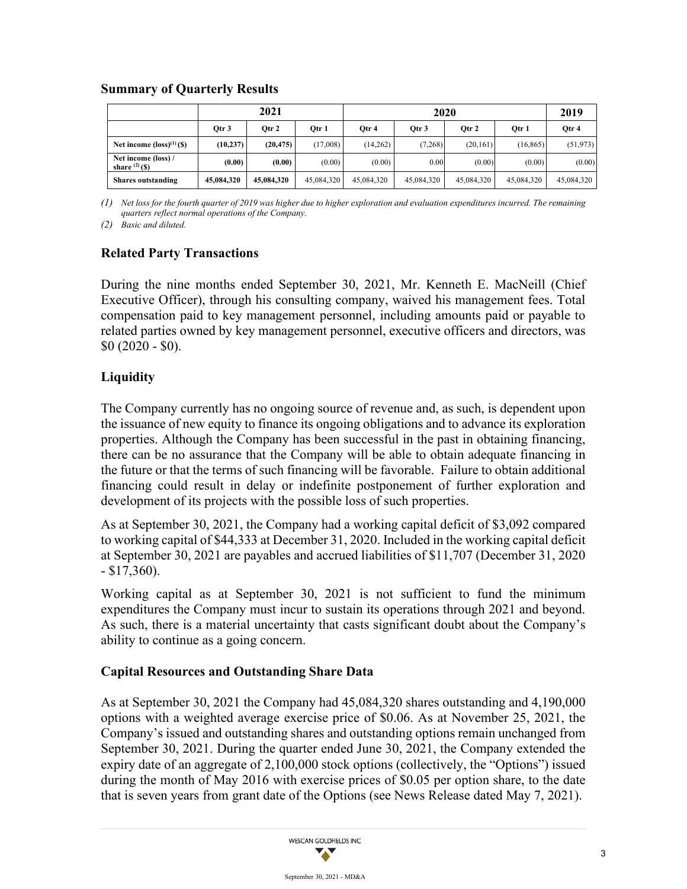## Summary of Quarterly Results

| | 2021 | | | 2020 | | | | 2019 |
|---|---|---|---|---|---|---|---|---|
| | Qtr 3 | Qtr 2 | Qtr 1 | Qtr 4 | Qtr 3 | Qtr 2 | Qtr 1 | Qtr 4 |
| Net income (loss)[(1)] ($) | (10,237) | (20,475) | (17,008) | (14,262) | (7,268) | (20,161) | (16,865) | (51,973) |
| Net income (loss) / share [(2)] ($) | (0.00) | (0.00) | (0.00) | (0.00) | 0.00 | (0.00) | (0.00) | (0.00) |
| Shares outstanding | 45,084,320 | 45,084,320 | 45,084,320 | 45,084,320 | 45,084,320 | 45,084,320 | 45,084,320 | 45,084,320 |

*(1) Net loss for the fourth quarter of 2019 was higher due to higher exploration and evaluation expenditures incurred. The remaining quarters reflect normal operations of the Company.*

*(2) Basic and diluted.*

## Related Party Transactions

During the nine months ended September 30, 2021, Mr. Kenneth E. MacNeill (Chief Executive Officer), through his consulting company, waived his management fees. Total compensation paid to key management personnel, including amounts paid or payable to related parties owned by key management personnel, executive officers and directors, was $0 (2020 - $0).

## Liquidity

The Company currently has no ongoing source of revenue and, as such, is dependent upon the issuance of new equity to finance its ongoing obligations and to advance its exploration properties. Although the Company has been successful in the past in obtaining financing, there can be no assurance that the Company will be able to obtain adequate financing in the future or that the terms of such financing will be favorable. Failure to obtain additional financing could result in delay or indefinite postponement of further exploration and development of its projects with the possible loss of such properties.

As at September 30, 2021, the Company had a working capital deficit of $3,092 compared to working capital of $44,333 at December 31, 2020. Included in the working capital deficit at September 30, 2021 are payables and accrued liabilities of $11,707 (December 31, 2020 - $17,360).

Working capital as at September 30, 2021 is not sufficient to fund the minimum expenditures the Company must incur to sustain its operations through 2021 and beyond. As such, there is a material uncertainty that casts significant doubt about the Company's ability to continue as a going concern.

## Capital Resources and Outstanding Share Data

As at September 30, 2021 the Company had 45,084,320 shares outstanding and 4,190,000 options with a weighted average exercise price of $0.06. As at November 25, 2021, the Company's issued and outstanding shares and outstanding options remain unchanged from September 30, 2021. During the quarter ended June 30, 2021, the Company extended the expiry date of an aggregate of 2,100,000 stock options (collectively, the "Options") issued during the month of May 2016 with exercise prices of $0.05 per option share, to the date that is seven years from grant date of the Options (see News Release dated May 7, 2021).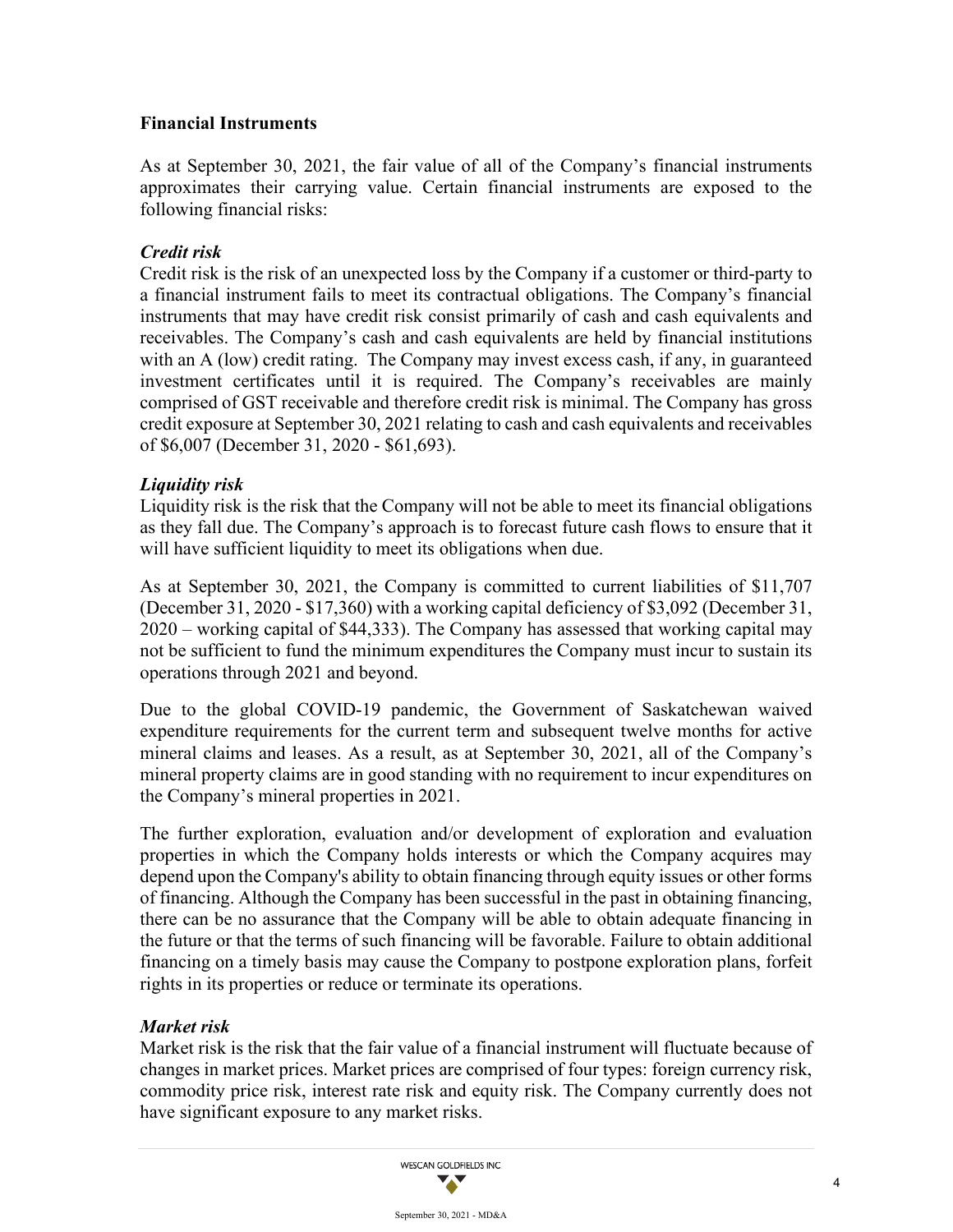## Financial Instruments

As at September 30, 2021, the fair value of all of the Company's financial instruments approximates their carrying value. Certain financial instruments are exposed to the following financial risks:

### *Credit risk*

Credit risk is the risk of an unexpected loss by the Company if a customer or third-party to a financial instrument fails to meet its contractual obligations. The Company's financial instruments that may have credit risk consist primarily of cash and cash equivalents and receivables. The Company's cash and cash equivalents are held by financial institutions with an A (low) credit rating. The Company may invest excess cash, if any, in guaranteed investment certificates until it is required. The Company's receivables are mainly comprised of GST receivable and therefore credit risk is minimal. The Company has gross credit exposure at September 30, 2021 relating to cash and cash equivalents and receivables of $6,007 (December 31, 2020 - $61,693).

### *Liquidity risk*

Liquidity risk is the risk that the Company will not be able to meet its financial obligations as they fall due. The Company's approach is to forecast future cash flows to ensure that it will have sufficient liquidity to meet its obligations when due.

As at September 30, 2021, the Company is committed to current liabilities of $11,707 (December 31, 2020 - $17,360) with a working capital deficiency of $3,092 (December 31, 2020 – working capital of $44,333). The Company has assessed that working capital may not be sufficient to fund the minimum expenditures the Company must incur to sustain its operations through 2021 and beyond.

Due to the global COVID-19 pandemic, the Government of Saskatchewan waived expenditure requirements for the current term and subsequent twelve months for active mineral claims and leases. As a result, as at September 30, 2021, all of the Company's mineral property claims are in good standing with no requirement to incur expenditures on the Company's mineral properties in 2021.

The further exploration, evaluation and/or development of exploration and evaluation properties in which the Company holds interests or which the Company acquires may depend upon the Company's ability to obtain financing through equity issues or other forms of financing. Although the Company has been successful in the past in obtaining financing, there can be no assurance that the Company will be able to obtain adequate financing in the future or that the terms of such financing will be favorable. Failure to obtain additional financing on a timely basis may cause the Company to postpone exploration plans, forfeit rights in its properties or reduce or terminate its operations.

### *Market risk*

Market risk is the risk that the fair value of a financial instrument will fluctuate because of changes in market prices. Market prices are comprised of four types: foreign currency risk, commodity price risk, interest rate risk and equity risk. The Company currently does not have significant exposure to any market risks.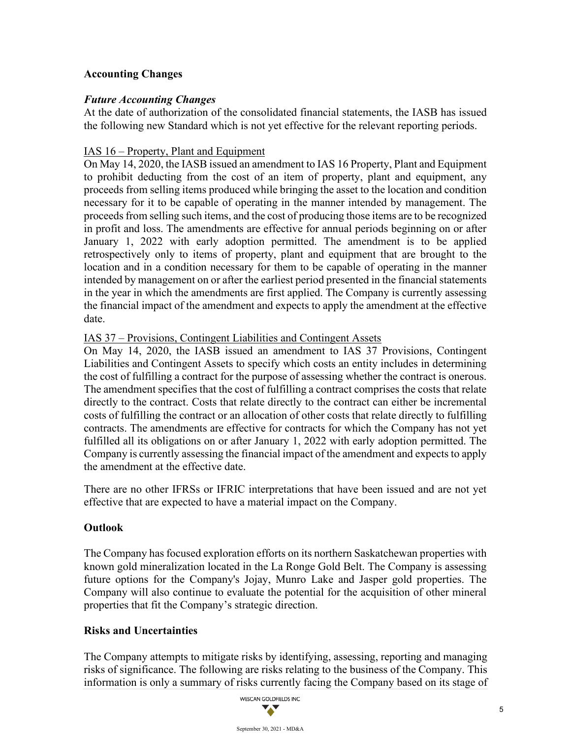## Accounting Changes

### *Future Accounting Changes*

At the date of authorization of the consolidated financial statements, the IASB has issued the following new Standard which is not yet effective for the relevant reporting periods.

IAS 16 – Property, Plant and Equipment

On May 14, 2020, the IASB issued an amendment to IAS 16 Property, Plant and Equipment to prohibit deducting from the cost of an item of property, plant and equipment, any proceeds from selling items produced while bringing the asset to the location and condition necessary for it to be capable of operating in the manner intended by management. The proceeds from selling such items, and the cost of producing those items are to be recognized in profit and loss. The amendments are effective for annual periods beginning on or after January 1, 2022 with early adoption permitted. The amendment is to be applied retrospectively only to items of property, plant and equipment that are brought to the location and in a condition necessary for them to be capable of operating in the manner intended by management on or after the earliest period presented in the financial statements in the year in which the amendments are first applied. The Company is currently assessing the financial impact of the amendment and expects to apply the amendment at the effective date.

IAS 37 – Provisions, Contingent Liabilities and Contingent Assets

On May 14, 2020, the IASB issued an amendment to IAS 37 Provisions, Contingent Liabilities and Contingent Assets to specify which costs an entity includes in determining the cost of fulfilling a contract for the purpose of assessing whether the contract is onerous. The amendment specifies that the cost of fulfilling a contract comprises the costs that relate directly to the contract. Costs that relate directly to the contract can either be incremental costs of fulfilling the contract or an allocation of other costs that relate directly to fulfilling contracts. The amendments are effective for contracts for which the Company has not yet fulfilled all its obligations on or after January 1, 2022 with early adoption permitted. The Company is currently assessing the financial impact of the amendment and expects to apply the amendment at the effective date.

There are no other IFRSs or IFRIC interpretations that have been issued and are not yet effective that are expected to have a material impact on the Company.

## Outlook

The Company has focused exploration efforts on its northern Saskatchewan properties with known gold mineralization located in the La Ronge Gold Belt. The Company is assessing future options for the Company's Jojay, Munro Lake and Jasper gold properties. The Company will also continue to evaluate the potential for the acquisition of other mineral properties that fit the Company's strategic direction.

## Risks and Uncertainties

The Company attempts to mitigate risks by identifying, assessing, reporting and managing risks of significance. The following are risks relating to the business of the Company. This information is only a summary of risks currently facing the Company based on its stage of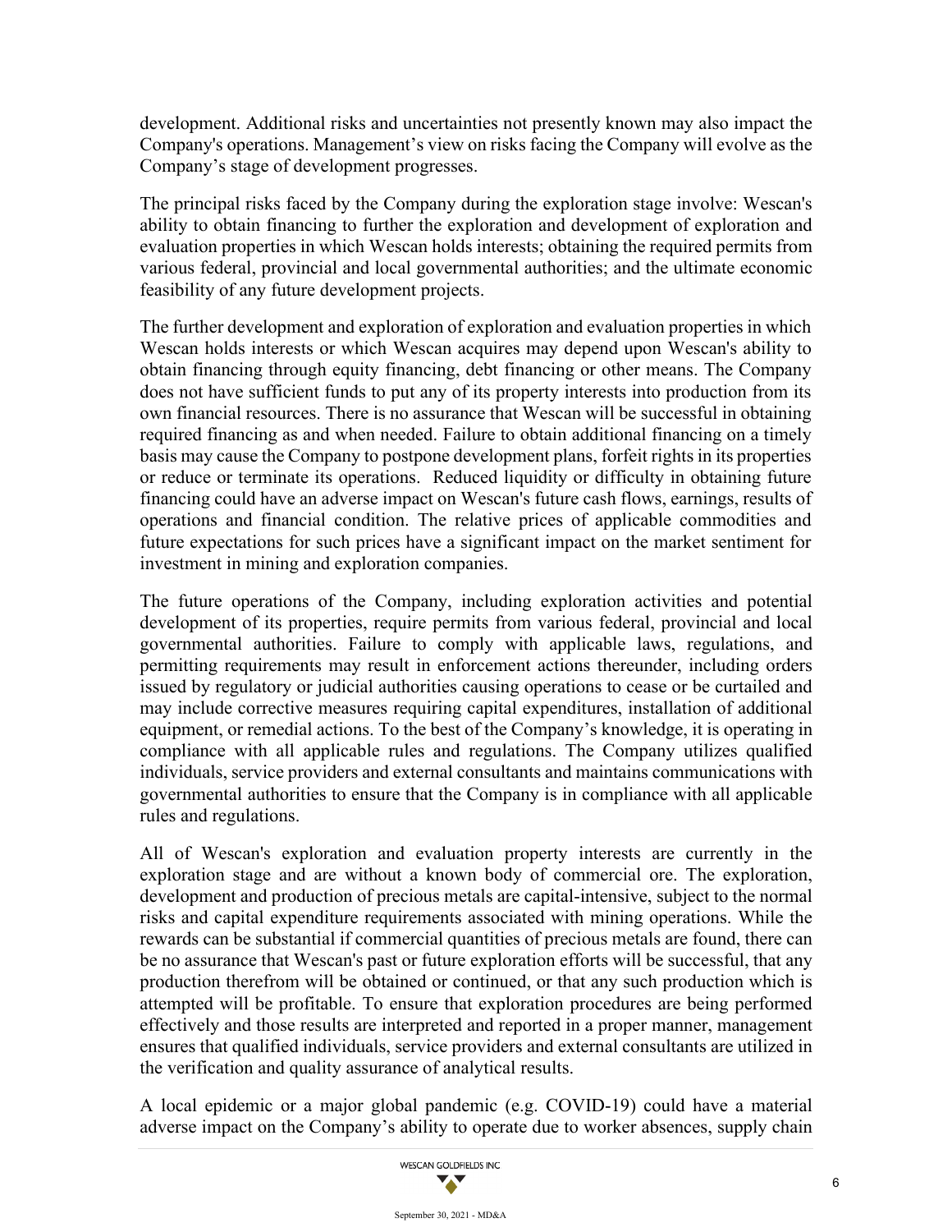development. Additional risks and uncertainties not presently known may also impact the Company's operations. Management's view on risks facing the Company will evolve as the Company's stage of development progresses.

The principal risks faced by the Company during the exploration stage involve: Wescan's ability to obtain financing to further the exploration and development of exploration and evaluation properties in which Wescan holds interests; obtaining the required permits from various federal, provincial and local governmental authorities; and the ultimate economic feasibility of any future development projects.

The further development and exploration of exploration and evaluation properties in which Wescan holds interests or which Wescan acquires may depend upon Wescan's ability to obtain financing through equity financing, debt financing or other means. The Company does not have sufficient funds to put any of its property interests into production from its own financial resources. There is no assurance that Wescan will be successful in obtaining required financing as and when needed. Failure to obtain additional financing on a timely basis may cause the Company to postpone development plans, forfeit rights in its properties or reduce or terminate its operations. Reduced liquidity or difficulty in obtaining future financing could have an adverse impact on Wescan's future cash flows, earnings, results of operations and financial condition. The relative prices of applicable commodities and future expectations for such prices have a significant impact on the market sentiment for investment in mining and exploration companies.

The future operations of the Company, including exploration activities and potential development of its properties, require permits from various federal, provincial and local governmental authorities. Failure to comply with applicable laws, regulations, and permitting requirements may result in enforcement actions thereunder, including orders issued by regulatory or judicial authorities causing operations to cease or be curtailed and may include corrective measures requiring capital expenditures, installation of additional equipment, or remedial actions. To the best of the Company's knowledge, it is operating in compliance with all applicable rules and regulations. The Company utilizes qualified individuals, service providers and external consultants and maintains communications with governmental authorities to ensure that the Company is in compliance with all applicable rules and regulations.

All of Wescan's exploration and evaluation property interests are currently in the exploration stage and are without a known body of commercial ore. The exploration, development and production of precious metals are capital-intensive, subject to the normal risks and capital expenditure requirements associated with mining operations. While the rewards can be substantial if commercial quantities of precious metals are found, there can be no assurance that Wescan's past or future exploration efforts will be successful, that any production therefrom will be obtained or continued, or that any such production which is attempted will be profitable. To ensure that exploration procedures are being performed effectively and those results are interpreted and reported in a proper manner, management ensures that qualified individuals, service providers and external consultants are utilized in the verification and quality assurance of analytical results.

A local epidemic or a major global pandemic (e.g. COVID-19) could have a material adverse impact on the Company's ability to operate due to worker absences, supply chain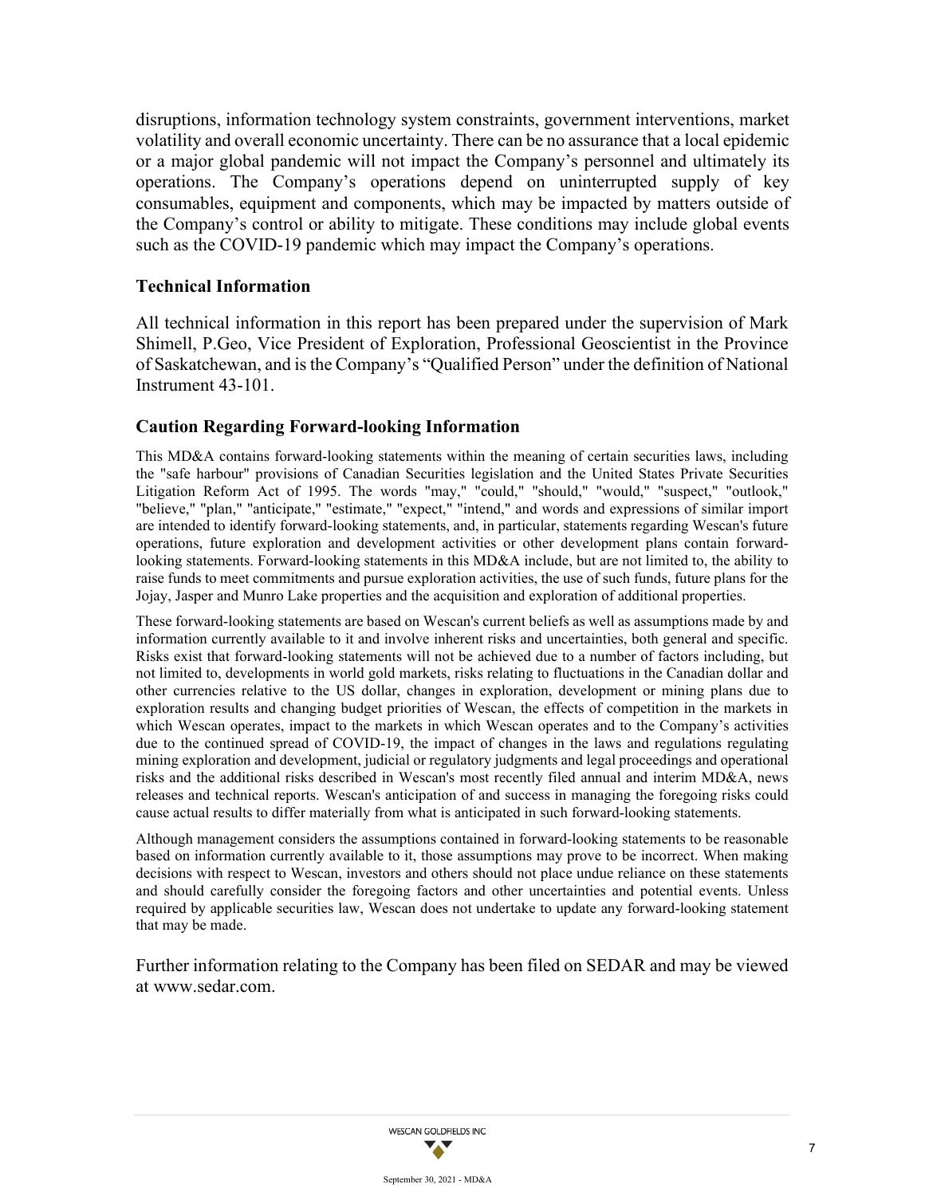disruptions, information technology system constraints, government interventions, market volatility and overall economic uncertainty. There can be no assurance that a local epidemic or a major global pandemic will not impact the Company's personnel and ultimately its operations. The Company's operations depend on uninterrupted supply of key consumables, equipment and components, which may be impacted by matters outside of the Company's control or ability to mitigate. These conditions may include global events such as the COVID-19 pandemic which may impact the Company's operations.

## Technical Information

All technical information in this report has been prepared under the supervision of Mark Shimell, P.Geo, Vice President of Exploration, Professional Geoscientist in the Province of Saskatchewan, and is the Company's "Qualified Person" under the definition of National Instrument 43-101.

## Caution Regarding Forward-looking Information

This MD&A contains forward-looking statements within the meaning of certain securities laws, including the "safe harbour" provisions of Canadian Securities legislation and the United States Private Securities Litigation Reform Act of 1995. The words "may," "could," "should," "would," "suspect," "outlook," "believe," "plan," "anticipate," "estimate," "expect," "intend," and words and expressions of similar import are intended to identify forward-looking statements, and, in particular, statements regarding Wescan's future operations, future exploration and development activities or other development plans contain forward-looking statements. Forward-looking statements in this MD&A include, but are not limited to, the ability to raise funds to meet commitments and pursue exploration activities, the use of such funds, future plans for the Jojay, Jasper and Munro Lake properties and the acquisition and exploration of additional properties.

These forward-looking statements are based on Wescan's current beliefs as well as assumptions made by and information currently available to it and involve inherent risks and uncertainties, both general and specific. Risks exist that forward-looking statements will not be achieved due to a number of factors including, but not limited to, developments in world gold markets, risks relating to fluctuations in the Canadian dollar and other currencies relative to the US dollar, changes in exploration, development or mining plans due to exploration results and changing budget priorities of Wescan, the effects of competition in the markets in which Wescan operates, impact to the markets in which Wescan operates and to the Company's activities due to the continued spread of COVID-19, the impact of changes in the laws and regulations regulating mining exploration and development, judicial or regulatory judgments and legal proceedings and operational risks and the additional risks described in Wescan's most recently filed annual and interim MD&A, news releases and technical reports. Wescan's anticipation of and success in managing the foregoing risks could cause actual results to differ materially from what is anticipated in such forward-looking statements.

Although management considers the assumptions contained in forward-looking statements to be reasonable based on information currently available to it, those assumptions may prove to be incorrect. When making decisions with respect to Wescan, investors and others should not place undue reliance on these statements and should carefully consider the foregoing factors and other uncertainties and potential events. Unless required by applicable securities law, Wescan does not undertake to update any forward-looking statement that may be made.

Further information relating to the Company has been filed on SEDAR and may be viewed at www.sedar.com.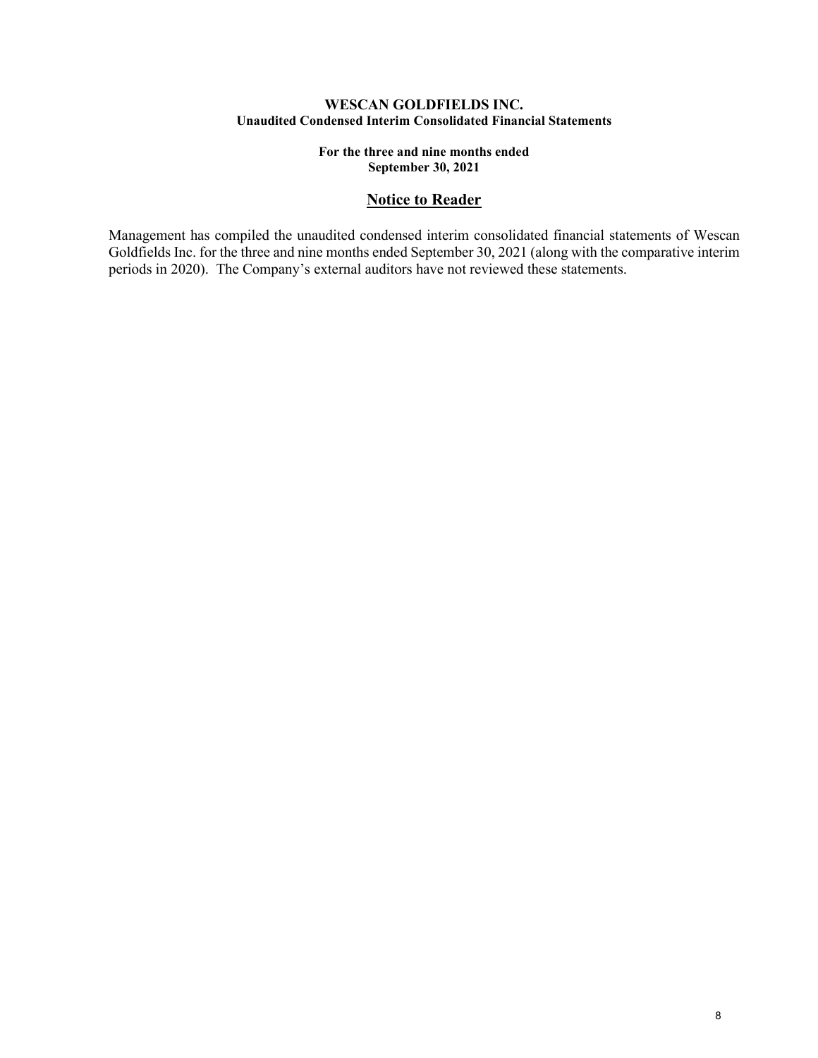**WESCAN GOLDFIELDS INC.**
**Unaudited Condensed Interim Consolidated Financial Statements**

**For the three and nine months ended**
**September 30, 2021**

## Notice to Reader

Management has compiled the unaudited condensed interim consolidated financial statements of Wescan Goldfields Inc. for the three and nine months ended September 30, 2021 (along with the comparative interim periods in 2020). The Company's external auditors have not reviewed these statements.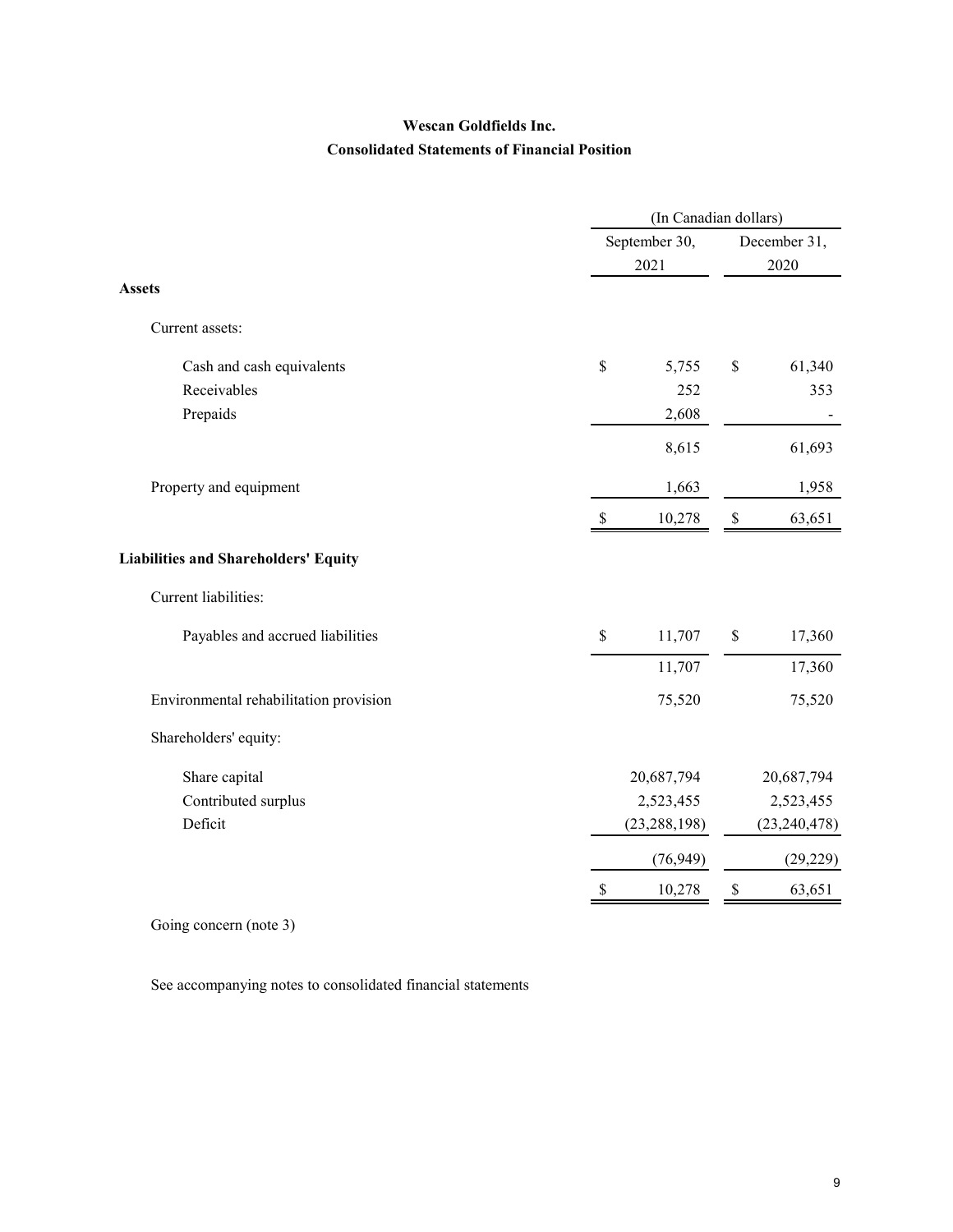# Wescan Goldfields Inc.

## Consolidated Statements of Financial Position

| | (In Canadian dollars) | |
|---|---|---|
| | September 30, 2021 | December 31, 2020 |
| **Assets** | | |
| Current assets: | | |
| Cash and cash equivalents | $ 5,755 | $ 61,340 |
| Receivables | 252 | 353 |
| Prepaids | 2,608 | - |
| | 8,615 | 61,693 |
| Property and equipment | 1,663 | 1,958 |
| | $ 10,278 | $ 63,651 |
| **Liabilities and Shareholders' Equity** | | |
| Current liabilities: | | |
| Payables and accrued liabilities | $ 11,707 | $ 17,360 |
| | 11,707 | 17,360 |
| Environmental rehabilitation provision | 75,520 | 75,520 |
| Shareholders' equity: | | |
| Share capital | 20,687,794 | 20,687,794 |
| Contributed surplus | 2,523,455 | 2,523,455 |
| Deficit | (23,288,198) | (23,240,478) |
| | (76,949) | (29,229) |
| | $ 10,278 | $ 63,651 |

Going concern (note 3)

See accompanying notes to consolidated financial statements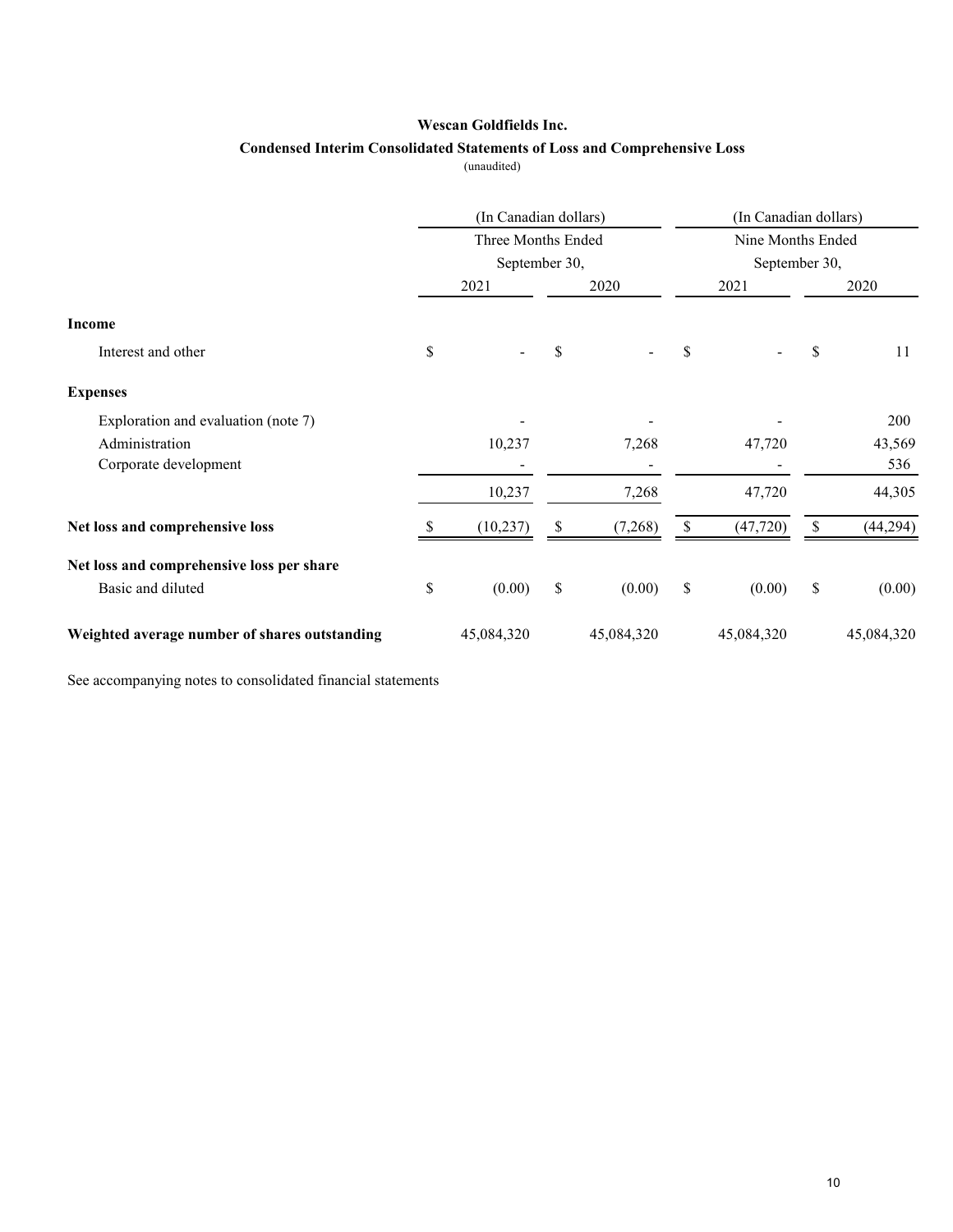**Wescan Goldfields Inc.**

**Condensed Interim Consolidated Statements of Loss and Comprehensive Loss**

(unaudited)

| | (In Canadian dollars) Three Months Ended September 30, | | (In Canadian dollars) Nine Months Ended September 30, | |
|---|---|---|---|---|
| | 2021 | 2020 | 2021 | 2020 |
| **Income** | | | | |
| Interest and other | $ - | $ - | $ - | $ 11 |
| **Expenses** | | | | |
| Exploration and evaluation (note 7) | - | - | - | 200 |
| Administration | 10,237 | 7,268 | 47,720 | 43,569 |
| Corporate development | - | - | - | 536 |
| | 10,237 | 7,268 | 47,720 | 44,305 |
| **Net loss and comprehensive loss** | $ (10,237) | $ (7,268) | $ (47,720) | $ (44,294) |
| **Net loss and comprehensive loss per share** | | | | |
| Basic and diluted | $ (0.00) | $ (0.00) | $ (0.00) | $ (0.00) |
| **Weighted average number of shares outstanding** | 45,084,320 | 45,084,320 | 45,084,320 | 45,084,320 |

See accompanying notes to consolidated financial statements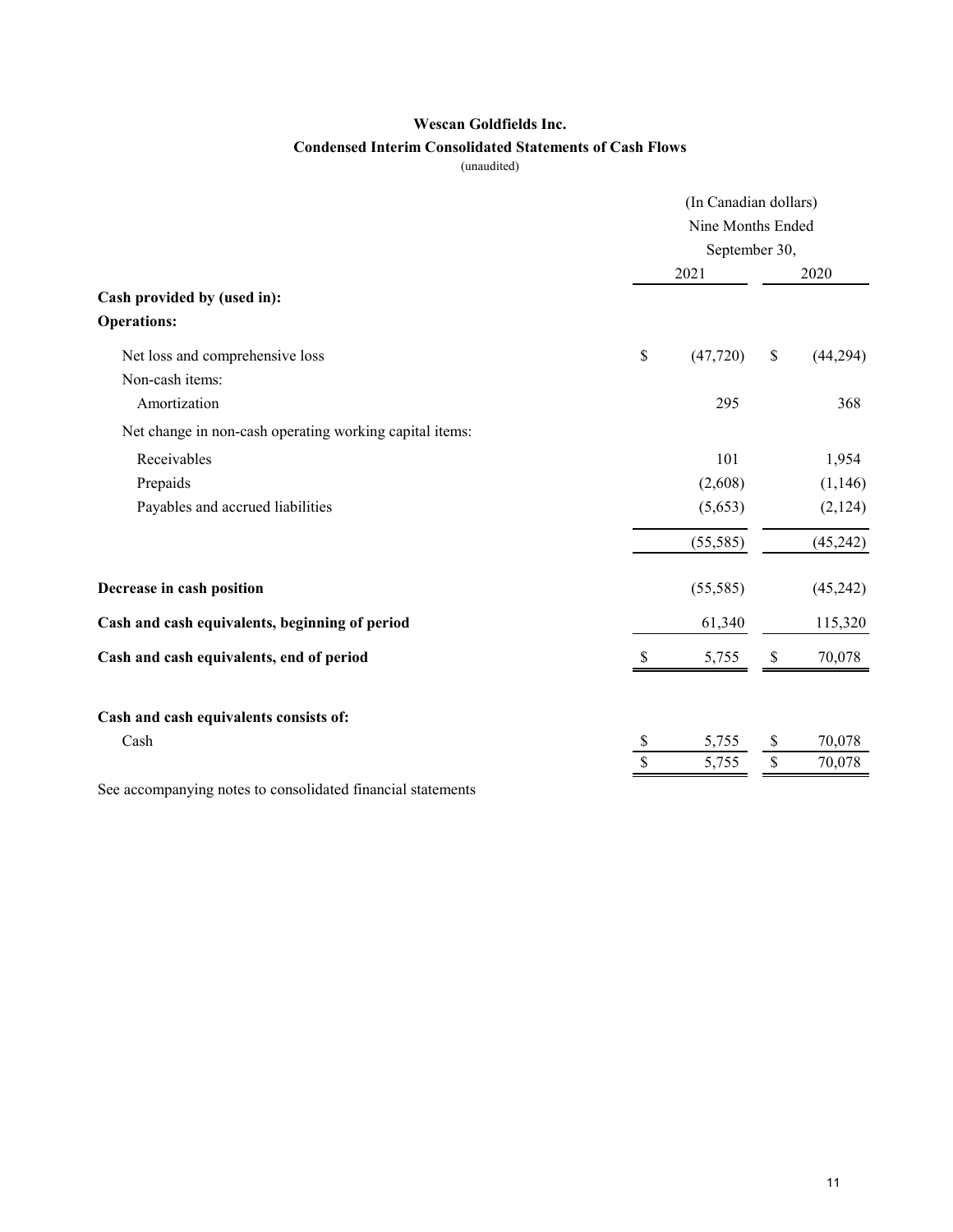# Wescan Goldfields Inc.

## Condensed Interim Consolidated Statements of Cash Flows

(unaudited)

| | (In Canadian dollars) Nine Months Ended September 30, | |
|---|---|---|
| | 2021 | 2020 |
| **Cash provided by (used in):** | | |
| **Operations:** | | |
| Net loss and comprehensive loss | $ (47,720) | $ (44,294) |
| Non-cash items: | | |
| Amortization | 295 | 368 |
| Net change in non-cash operating working capital items: | | |
| Receivables | 101 | 1,954 |
| Prepaids | (2,608) | (1,146) |
| Payables and accrued liabilities | (5,653) | (2,124) |
| | (55,585) | (45,242) |
| **Decrease in cash position** | (55,585) | (45,242) |
| **Cash and cash equivalents, beginning of period** | 61,340 | 115,320 |
| **Cash and cash equivalents, end of period** | $ 5,755 | $ 70,078 |
| **Cash and cash equivalents consists of:** | | |
| Cash | $ 5,755 | $ 70,078 |
| | $ 5,755 | $ 70,078 |

See accompanying notes to consolidated financial statements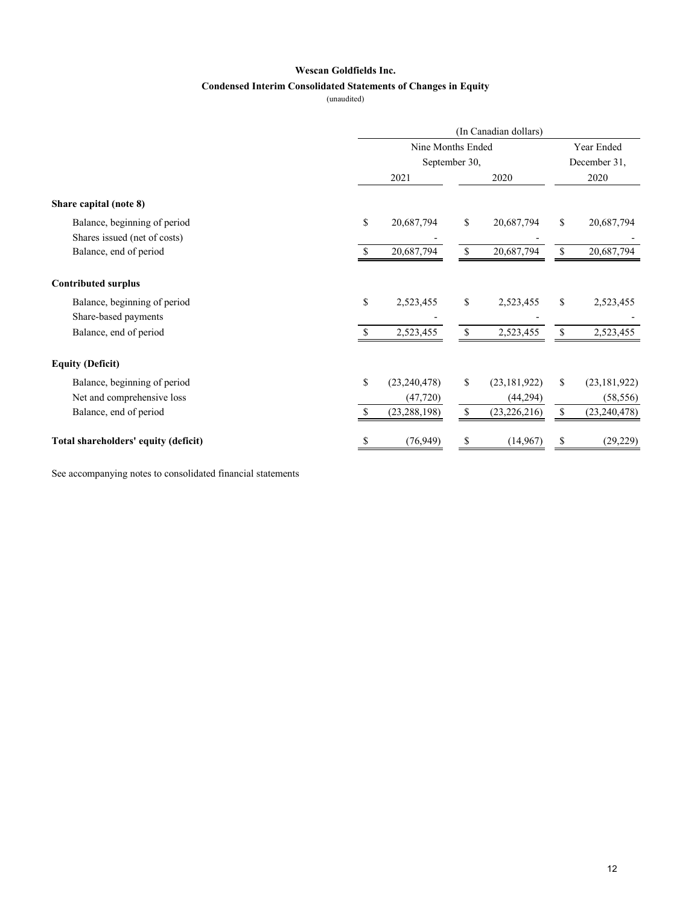**Wescan Goldfields Inc.**

**Condensed Interim Consolidated Statements of Changes in Equity**

(unaudited)

| | (In Canadian dollars) | | |
|---|---|---|---|
| | Nine Months Ended September 30, | | Year Ended December 31, |
| | 2021 | 2020 | 2020 |
| **Share capital (note 8)** | | | |
| Balance, beginning of period | $ 20,687,794 | $ 20,687,794 | $ 20,687,794 |
| Shares issued (net of costs) | - | - | - |
| Balance, end of period | $ 20,687,794 | $ 20,687,794 | $ 20,687,794 |
| **Contributed surplus** | | | |
| Balance, beginning of period | $ 2,523,455 | $ 2,523,455 | $ 2,523,455 |
| Share-based payments | - | - | - |
| Balance, end of period | $ 2,523,455 | $ 2,523,455 | $ 2,523,455 |
| **Equity (Deficit)** | | | |
| Balance, beginning of period | $ (23,240,478) | $ (23,181,922) | $ (23,181,922) |
| Net and comprehensive loss | (47,720) | (44,294) | (58,556) |
| Balance, end of period | $ (23,288,198) | $ (23,226,216) | $ (23,240,478) |
| **Total shareholders' equity (deficit)** | $ (76,949) | $ (14,967) | $ (29,229) |

See accompanying notes to consolidated financial statements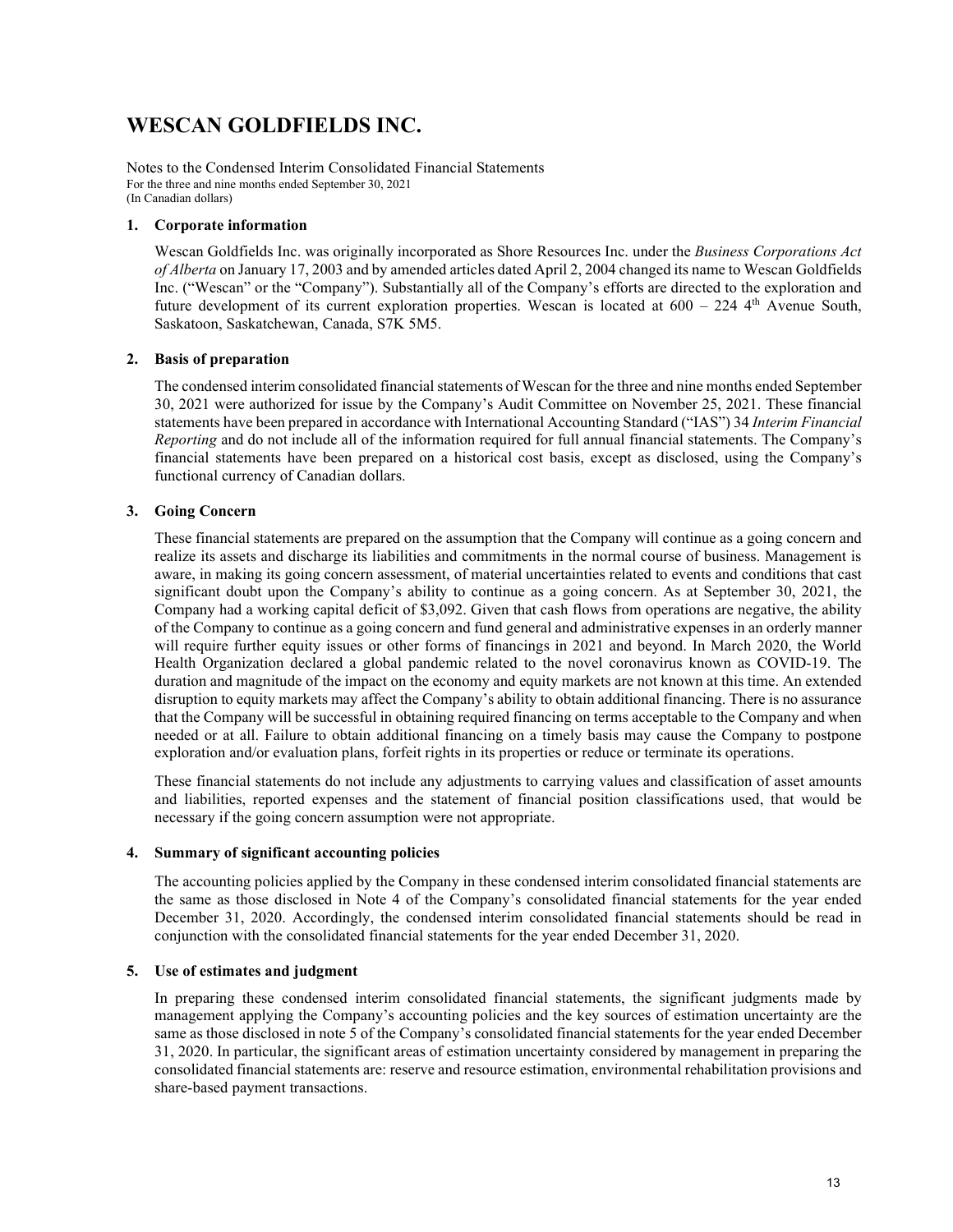# WESCAN GOLDFIELDS INC.

Notes to the Condensed Interim Consolidated Financial Statements
For the three and nine months ended September 30, 2021
(In Canadian dollars)

## 1. Corporate information

Wescan Goldfields Inc. was originally incorporated as Shore Resources Inc. under the *Business Corporations Act of Alberta* on January 17, 2003 and by amended articles dated April 2, 2004 changed its name to Wescan Goldfields Inc. ("Wescan" or the "Company"). Substantially all of the Company's efforts are directed to the exploration and future development of its current exploration properties. Wescan is located at 600 – 224 4th Avenue South, Saskatoon, Saskatchewan, Canada, S7K 5M5.

## 2. Basis of preparation

The condensed interim consolidated financial statements of Wescan for the three and nine months ended September 30, 2021 were authorized for issue by the Company's Audit Committee on November 25, 2021. These financial statements have been prepared in accordance with International Accounting Standard ("IAS") 34 *Interim Financial Reporting* and do not include all of the information required for full annual financial statements. The Company's financial statements have been prepared on a historical cost basis, except as disclosed, using the Company's functional currency of Canadian dollars.

## 3. Going Concern

These financial statements are prepared on the assumption that the Company will continue as a going concern and realize its assets and discharge its liabilities and commitments in the normal course of business. Management is aware, in making its going concern assessment, of material uncertainties related to events and conditions that cast significant doubt upon the Company's ability to continue as a going concern. As at September 30, 2021, the Company had a working capital deficit of $3,092. Given that cash flows from operations are negative, the ability of the Company to continue as a going concern and fund general and administrative expenses in an orderly manner will require further equity issues or other forms of financings in 2021 and beyond. In March 2020, the World Health Organization declared a global pandemic related to the novel coronavirus known as COVID-19. The duration and magnitude of the impact on the economy and equity markets are not known at this time. An extended disruption to equity markets may affect the Company's ability to obtain additional financing. There is no assurance that the Company will be successful in obtaining required financing on terms acceptable to the Company and when needed or at all. Failure to obtain additional financing on a timely basis may cause the Company to postpone exploration and/or evaluation plans, forfeit rights in its properties or reduce or terminate its operations.

These financial statements do not include any adjustments to carrying values and classification of asset amounts and liabilities, reported expenses and the statement of financial position classifications used, that would be necessary if the going concern assumption were not appropriate.

## 4. Summary of significant accounting policies

The accounting policies applied by the Company in these condensed interim consolidated financial statements are the same as those disclosed in Note 4 of the Company's consolidated financial statements for the year ended December 31, 2020. Accordingly, the condensed interim consolidated financial statements should be read in conjunction with the consolidated financial statements for the year ended December 31, 2020.

## 5. Use of estimates and judgment

In preparing these condensed interim consolidated financial statements, the significant judgments made by management applying the Company's accounting policies and the key sources of estimation uncertainty are the same as those disclosed in note 5 of the Company's consolidated financial statements for the year ended December 31, 2020. In particular, the significant areas of estimation uncertainty considered by management in preparing the consolidated financial statements are: reserve and resource estimation, environmental rehabilitation provisions and share-based payment transactions.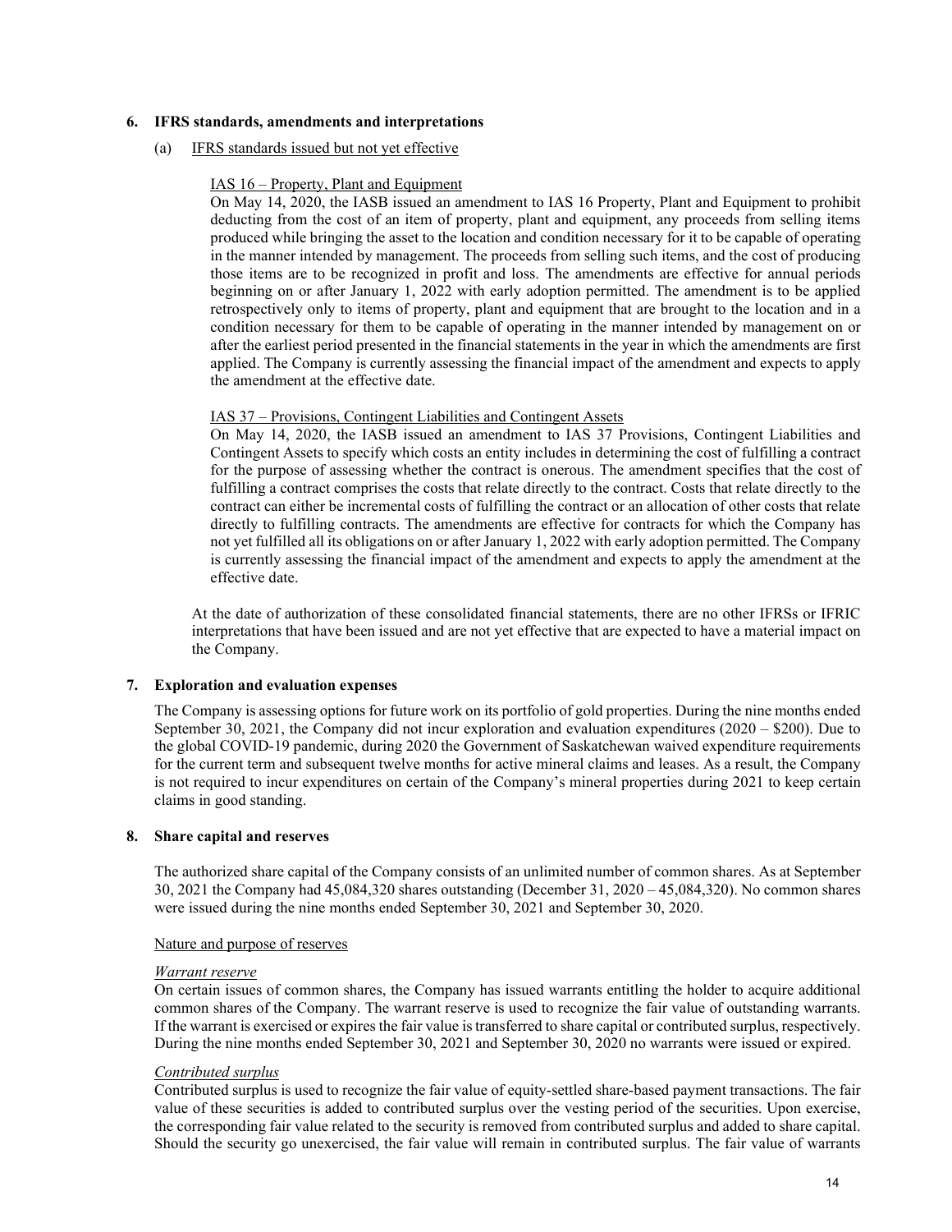## 6. IFRS standards, amendments and interpretations

(a) IFRS standards issued but not yet effective

IAS 16 – Property, Plant and Equipment

On May 14, 2020, the IASB issued an amendment to IAS 16 Property, Plant and Equipment to prohibit deducting from the cost of an item of property, plant and equipment, any proceeds from selling items produced while bringing the asset to the location and condition necessary for it to be capable of operating in the manner intended by management. The proceeds from selling such items, and the cost of producing those items are to be recognized in profit and loss. The amendments are effective for annual periods beginning on or after January 1, 2022 with early adoption permitted. The amendment is to be applied retrospectively only to items of property, plant and equipment that are brought to the location and in a condition necessary for them to be capable of operating in the manner intended by management on or after the earliest period presented in the financial statements in the year in which the amendments are first applied. The Company is currently assessing the financial impact of the amendment and expects to apply the amendment at the effective date.

IAS 37 – Provisions, Contingent Liabilities and Contingent Assets

On May 14, 2020, the IASB issued an amendment to IAS 37 Provisions, Contingent Liabilities and Contingent Assets to specify which costs an entity includes in determining the cost of fulfilling a contract for the purpose of assessing whether the contract is onerous. The amendment specifies that the cost of fulfilling a contract comprises the costs that relate directly to the contract. Costs that relate directly to the contract can either be incremental costs of fulfilling the contract or an allocation of other costs that relate directly to fulfilling contracts. The amendments are effective for contracts for which the Company has not yet fulfilled all its obligations on or after January 1, 2022 with early adoption permitted. The Company is currently assessing the financial impact of the amendment and expects to apply the amendment at the effective date.

At the date of authorization of these consolidated financial statements, there are no other IFRSs or IFRIC interpretations that have been issued and are not yet effective that are expected to have a material impact on the Company.

## 7. Exploration and evaluation expenses

The Company is assessing options for future work on its portfolio of gold properties. During the nine months ended September 30, 2021, the Company did not incur exploration and evaluation expenditures (2020 – $200). Due to the global COVID-19 pandemic, during 2020 the Government of Saskatchewan waived expenditure requirements for the current term and subsequent twelve months for active mineral claims and leases. As a result, the Company is not required to incur expenditures on certain of the Company's mineral properties during 2021 to keep certain claims in good standing.

## 8. Share capital and reserves

The authorized share capital of the Company consists of an unlimited number of common shares. As at September 30, 2021 the Company had 45,084,320 shares outstanding (December 31, 2020 – 45,084,320). No common shares were issued during the nine months ended September 30, 2021 and September 30, 2020.

Nature and purpose of reserves

*Warrant reserve*

On certain issues of common shares, the Company has issued warrants entitling the holder to acquire additional common shares of the Company. The warrant reserve is used to recognize the fair value of outstanding warrants. If the warrant is exercised or expires the fair value is transferred to share capital or contributed surplus, respectively. During the nine months ended September 30, 2021 and September 30, 2020 no warrants were issued or expired.

*Contributed surplus*

Contributed surplus is used to recognize the fair value of equity-settled share-based payment transactions. The fair value of these securities is added to contributed surplus over the vesting period of the securities. Upon exercise, the corresponding fair value related to the security is removed from contributed surplus and added to share capital. Should the security go unexercised, the fair value will remain in contributed surplus. The fair value of warrants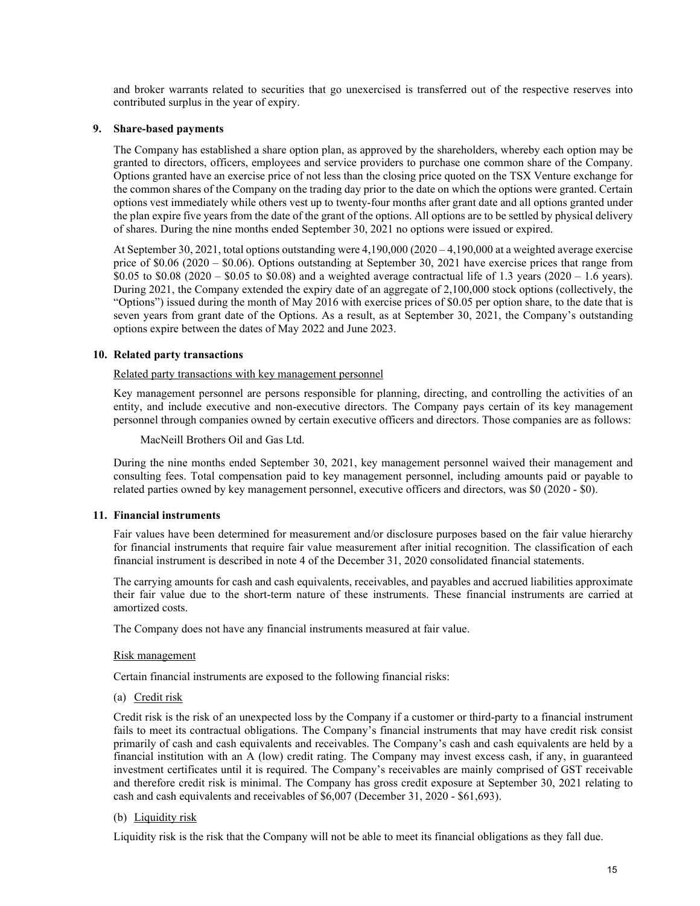and broker warrants related to securities that go unexercised is transferred out of the respective reserves into contributed surplus in the year of expiry.

## 9. Share-based payments

The Company has established a share option plan, as approved by the shareholders, whereby each option may be granted to directors, officers, employees and service providers to purchase one common share of the Company. Options granted have an exercise price of not less than the closing price quoted on the TSX Venture exchange for the common shares of the Company on the trading day prior to the date on which the options were granted. Certain options vest immediately while others vest up to twenty-four months after grant date and all options granted under the plan expire five years from the date of the grant of the options. All options are to be settled by physical delivery of shares. During the nine months ended September 30, 2021 no options were issued or expired.

At September 30, 2021, total options outstanding were 4,190,000 (2020 – 4,190,000 at a weighted average exercise price of $0.06 (2020 – $0.06). Options outstanding at September 30, 2021 have exercise prices that range from $0.05 to $0.08 (2020 – $0.05 to $0.08) and a weighted average contractual life of 1.3 years (2020 – 1.6 years). During 2021, the Company extended the expiry date of an aggregate of 2,100,000 stock options (collectively, the "Options") issued during the month of May 2016 with exercise prices of $0.05 per option share, to the date that is seven years from grant date of the Options. As a result, as at September 30, 2021, the Company's outstanding options expire between the dates of May 2022 and June 2023.

## 10. Related party transactions

Related party transactions with key management personnel

Key management personnel are persons responsible for planning, directing, and controlling the activities of an entity, and include executive and non-executive directors. The Company pays certain of its key management personnel through companies owned by certain executive officers and directors. Those companies are as follows:

MacNeill Brothers Oil and Gas Ltd.

During the nine months ended September 30, 2021, key management personnel waived their management and consulting fees. Total compensation paid to key management personnel, including amounts paid or payable to related parties owned by key management personnel, executive officers and directors, was $0 (2020 - $0).

## 11. Financial instruments

Fair values have been determined for measurement and/or disclosure purposes based on the fair value hierarchy for financial instruments that require fair value measurement after initial recognition. The classification of each financial instrument is described in note 4 of the December 31, 2020 consolidated financial statements.

The carrying amounts for cash and cash equivalents, receivables, and payables and accrued liabilities approximate their fair value due to the short-term nature of these instruments. These financial instruments are carried at amortized costs.

The Company does not have any financial instruments measured at fair value.

Risk management

Certain financial instruments are exposed to the following financial risks:

(a) Credit risk

Credit risk is the risk of an unexpected loss by the Company if a customer or third-party to a financial instrument fails to meet its contractual obligations. The Company's financial instruments that may have credit risk consist primarily of cash and cash equivalents and receivables. The Company's cash and cash equivalents are held by a financial institution with an A (low) credit rating. The Company may invest excess cash, if any, in guaranteed investment certificates until it is required. The Company's receivables are mainly comprised of GST receivable and therefore credit risk is minimal. The Company has gross credit exposure at September 30, 2021 relating to cash and cash equivalents and receivables of $6,007 (December 31, 2020 - $61,693).

(b) Liquidity risk

Liquidity risk is the risk that the Company will not be able to meet its financial obligations as they fall due.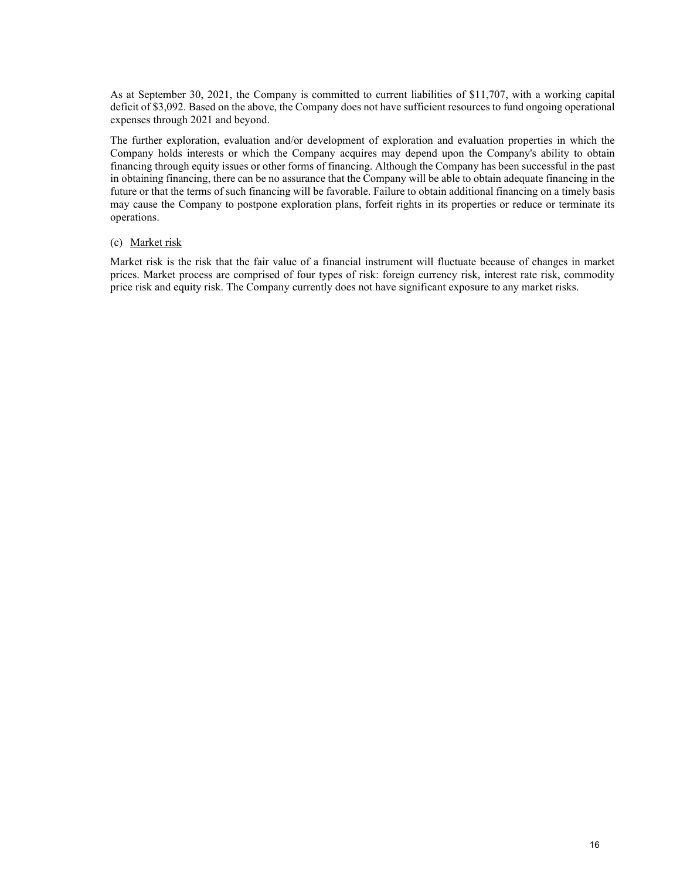As at September 30, 2021, the Company is committed to current liabilities of $11,707, with a working capital deficit of $3,092. Based on the above, the Company does not have sufficient resources to fund ongoing operational expenses through 2021 and beyond.

The further exploration, evaluation and/or development of exploration and evaluation properties in which the Company holds interests or which the Company acquires may depend upon the Company's ability to obtain financing through equity issues or other forms of financing. Although the Company has been successful in the past in obtaining financing, there can be no assurance that the Company will be able to obtain adequate financing in the future or that the terms of such financing will be favorable. Failure to obtain additional financing on a timely basis may cause the Company to postpone exploration plans, forfeit rights in its properties or reduce or terminate its operations.

(c) Market risk

Market risk is the risk that the fair value of a financial instrument will fluctuate because of changes in market prices. Market process are comprised of four types of risk: foreign currency risk, interest rate risk, commodity price risk and equity risk. The Company currently does not have significant exposure to any market risks.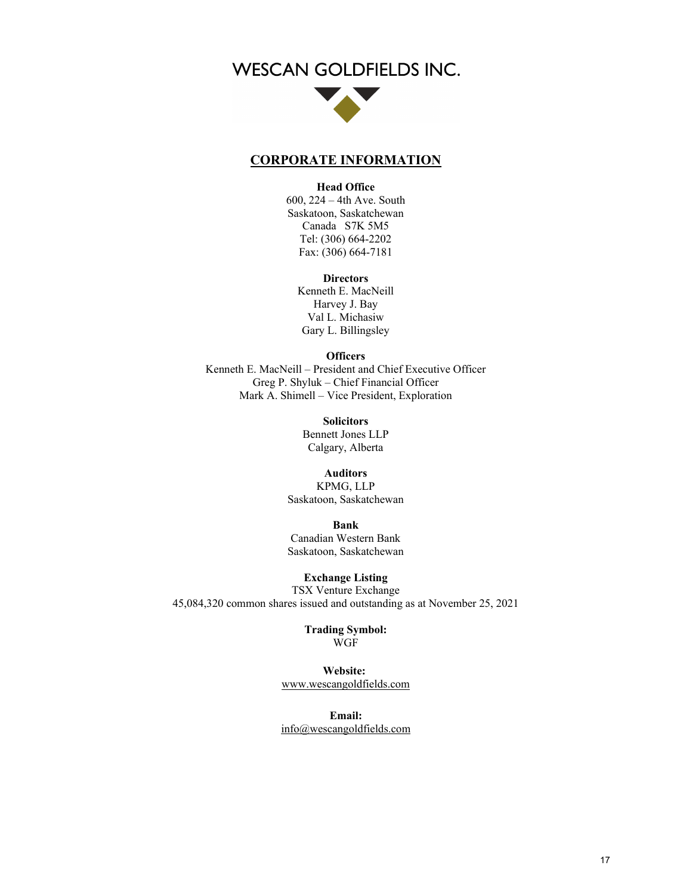# WESCAN GOLDFIELDS INC.

## CORPORATE INFORMATION

**Head Office**
600, 224 – 4th Ave. South
Saskatoon, Saskatchewan
Canada S7K 5M5
Tel: (306) 664-2202
Fax: (306) 664-7181

**Directors**
Kenneth E. MacNeill
Harvey J. Bay
Val L. Michasiw
Gary L. Billingsley

**Officers**
Kenneth E. MacNeill – President and Chief Executive Officer
Greg P. Shyluk – Chief Financial Officer
Mark A. Shimell – Vice President, Exploration

**Solicitors**
Bennett Jones LLP
Calgary, Alberta

**Auditors**
KPMG, LLP
Saskatoon, Saskatchewan

**Bank**
Canadian Western Bank
Saskatoon, Saskatchewan

**Exchange Listing**
TSX Venture Exchange
45,084,320 common shares issued and outstanding as at November 25, 2021

**Trading Symbol:**
WGF

**Website:**
www.wescangoldfields.com

**Email:**
info@wescangoldfields.com